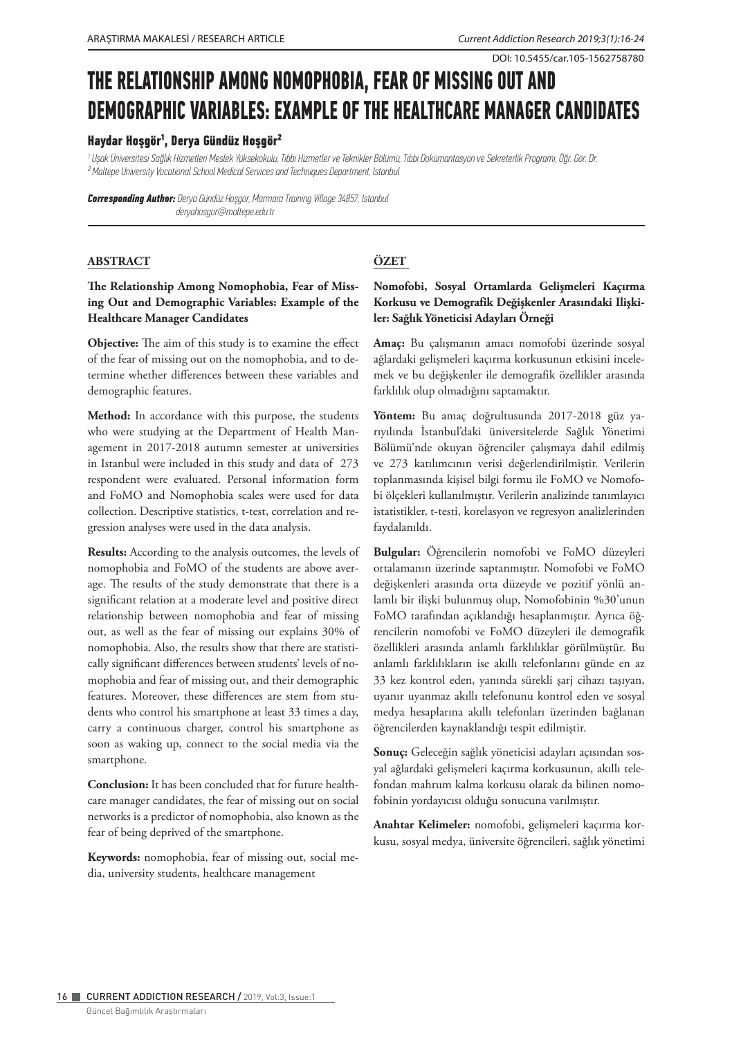DOI: 10.5455/car.105-1562758780

# THE RELATIONSHIP AMONG NOMOPHOBIA, FEAR OF MISSING OUT AND DEMOGRAPHIC VARIABLES: EXAMPLE OF THE HEALTHCARE MANAGER CANDIDATES

**Haydar Hoşgör[1], Derya Gündüz Hoşgör[2]**

*[1] Uşak Üniversitesi Sağlık Hizmetleri Meslek Yüksekokulu, Tıbbi Hizmetler ve Teknikler Bölümü, Tıbbi Dokümantasyon ve Sekreterlik Programı, Öğr. Gör. Dr.*
*[2] Maltepe University Vocational School Medical Services and Techniques Department, Istanbul*

***Corresponding Author:*** *Derya Gündüz Hoşgör, Marmara Training Village 34857, Istanbul*
*deryahosgor@maltepe.edu.tr*

## ABSTRACT

**The Relationship Among Nomophobia, Fear of Missing Out and Demographic Variables: Example of the Healthcare Manager Candidates**

**Objective:** The aim of this study is to examine the effect of the fear of missing out on the nomophobia, and to determine whether differences between these variables and demographic features.

**Method:** In accordance with this purpose, the students who were studying at the Department of Health Management in 2017-2018 autumn semester at universities in Istanbul were included in this study and data of 273 respondent were evaluated. Personal information form and FoMO and Nomophobia scales were used for data collection. Descriptive statistics, t-test, correlation and regression analyses were used in the data analysis.

**Results:** According to the analysis outcomes, the levels of nomophobia and FoMO of the students are above average. The results of the study demonstrate that there is a significant relation at a moderate level and positive direct relationship between nomophobia and fear of missing out, as well as the fear of missing out explains 30% of nomophobia. Also, the results show that there are statistically significant differences between students' levels of nomophobia and fear of missing out, and their demographic features. Moreover, these differences are stem from students who control his smartphone at least 33 times a day, carry a continuous charger, control his smartphone as soon as waking up, connect to the social media via the smartphone.

**Conclusion:** It has been concluded that for future healthcare manager candidates, the fear of missing out on social networks is a predictor of nomophobia, also known as the fear of being deprived of the smartphone.

**Keywords:** nomophobia, fear of missing out, social media, university students, healthcare management

## ÖZET

**Nomofobi, Sosyal Ortamlarda Gelişmeleri Kaçırma Korkusu ve Demografik Değişkenler Arasındaki Ilişkiler: Sağlık Yöneticisi Adayları Örneği**

**Amaç:** Bu çalışmanın amacı nomofobi üzerinde sosyal ağlardaki gelişmeleri kaçırma korkusunun etkisini incelemek ve bu değişkenler ile demografik özellikler arasında farklılık olup olmadığını saptamaktır.

**Yöntem:** Bu amaç doğrultusunda 2017-2018 güz yarıyılında İstanbul'daki üniversitelerde Sağlık Yönetimi Bölümü'nde okuyan öğrenciler çalışmaya dahil edilmiş ve 273 katılımcının verisi değerlendirilmiştir. Verilerin toplanmasında kişisel bilgi formu ile FoMO ve Nomofobi ölçekleri kullanılmıştır. Verilerin analizinde tanımlayıcı istatistikler, t-testi, korelasyon ve regresyon analizlerinden faydalanıldı.

**Bulgular:** Öğrencilerin nomofobi ve FoMO düzeyleri ortalamanın üzerinde saptanmıştır. Nomofobi ve FoMO değişkenleri arasında orta düzeyde ve pozitif yönlü anlamlı bir ilişki bulunmuş olup, Nomofobinin %30'unun FoMO tarafından açıklandığı hesaplanmıştır. Ayrıca öğrencilerin nomofobi ve FoMO düzeyleri ile demografik özellikleri arasında anlamlı farklılıklar görülmüştür. Bu anlamlı farklılıkların ise akıllı telefonlarını günde en az 33 kez kontrol eden, yanında sürekli şarj cihazı taşıyan, uyanır uyanmaz akıllı telefonunu kontrol eden ve sosyal medya hesaplarına akıllı telefonları üzerinden bağlanan öğrencilerden kaynaklandığı tespit edilmiştir.

**Sonuç:** Geleceğin sağlık yöneticisi adayları açısından sosyal ağlardaki gelişmeleri kaçırma korkusunun, akıllı telefondan mahrum kalma korkusu olarak da bilinen nomofobinin yordayıcısı olduğu sonucuna varılmıştır.

**Anahtar Kelimeler:** nomofobi, gelişmeleri kaçırma korkusu, sosyal medya, üniversite öğrencileri, sağlık yönetimi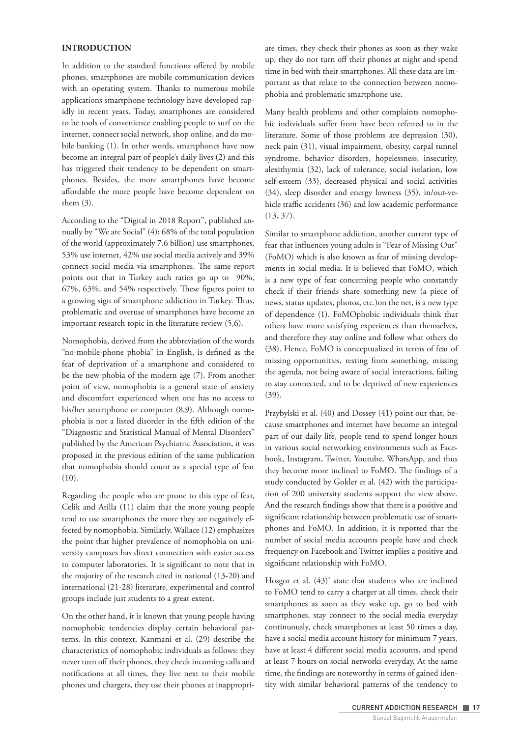## INTRODUCTION

In addition to the standard functions offered by mobile phones, smartphones are mobile communication devices with an operating system. Thanks to numerous mobile applications smartphone technology have developed rapidly in recent years. Today, smartphones are considered to be tools of convenience enabling people to surf on the internet, connect social network, shop online, and do mobile banking (1). In other words, smartphones have now become an integral part of people's daily lives (2) and this has triggered their tendency to be dependent on smartphones. Besides, the more smartphones have become affordable the more people have become dependent on them (3).

According to the "Digital in 2018 Report", published annually by "We are Social" (4); 68% of the total population of the world (approximately 7.6 billion) use smartphones, 53% use internet, 42% use social media actively and 39% connect social media via smartphones. The same report points out that in Turkey such ratios go up to 90%, 67%, 63%, and 54% respectively. These figures point to a growing sign of smartphone addiction in Turkey. Thus, problematic and overuse of smartphones have become an important research topic in the literature review (5,6).

Nomophobia, derived from the abbreviation of the words "no-mobile-phone phobia" in English, is defined as the fear of deprivation of a smartphone and considered to be the new phobia of the modern age (7). From another point of view, nomophobia is a general state of anxiety and discomfort experienced when one has no access to his/her smartphone or computer (8,9). Although nomophobia is not a listed disorder in the fifth edition of the "Diagnostic and Statistical Manual of Mental Disorders" published by the American Psychiatric Association, it was proposed in the previous edition of the same publication that nomophobia should count as a special type of fear (10).

Regarding the people who are prone to this type of fear, Celik and Atilla (11) claim that the more young people tend to use smartphones the more they are negatively effected by nomophobia. Similarly, Wallace (12) emphasizes the point that higher prevalence of nomophobia on university campuses has direct connection with easier access to computer laboratories. It is significant to note that in the majority of the research cited in national (13-20) and international (21-28) literature, experimental and control groups include just students to a great extent.

On the other hand, it is known that young people having nomophobic tendencies display certain behavioral patterns. In this context, Kanmani et al. (29) describe the characteristics of nomophobic individuals as follows: they never turn off their phones, they check incoming calls and notifications at all times, they live next to their mobile phones and chargers, they use their phones at inappropriate times, they check their phones as soon as they wake up, they do not turn off their phones at night and spend time in bed with their smartphones. All these data are important as that relate to the connection between nomophobia and problematic smartphone use.

Many health problems and other complaints nomophobic individuals suffer from have been referred to in the literature. Some of those problems are depression (30), neck pain (31), visual impairment, obesity, carpal tunnel syndrome, behavior disorders, hopelessness, insecurity, alexithymia (32), lack of tolerance, social isolation, low self-esteem (33), decreased physical and social activities (34), sleep disorder and energy lowness (35), in/out-vehicle traffic accidents (36) and low academic performance (13, 37).

Similar to smartphone addiction, another current type of fear that influences young adults is "Fear of Missing Out" (FoMO) which is also known as fear of missing developments in social media. It is believed that FoMO, which is a new type of fear concerning people who constantly check if their friends share something new (a piece of news, status updates, photos, etc.)on the net, is a new type of dependence (1). FoMOphobic individuals think that others have more satisfying experiences than themselves, and therefore they stay online and follow what others do (38). Hence, FoMO is conceptualized in terms of fear of missing opportunities, resting from something, missing the agenda, not being aware of social interactions, failing to stay connected, and to be deprived of new experiences (39).

Przybylski et al. (40) and Dossey (41) point out that, because smartphones and internet have become an integral part of our daily life, people tend to spend longer hours in various social networking environments such as Facebook, Instagram, Twitter, Youtube, WhatsApp, and thus they become more inclined to FoMO. The findings of a study conducted by Gokler et al. (42) with the participation of 200 university students support the view above. And the research findings show that there is a positive and significant relationship between problematic use of smartphones and FoMO. In addition, it is reported that the number of social media accounts people have and check frequency on Facebook and Twitter implies a positive and significant relationship with FoMO.

Hosgor et al. (43)' state that students who are inclined to FoMO tend to carry a charger at all times, check their smartphones as soon as they wake up, go to bed with smartphones, stay connect to the social media everyday continuously, check smartphones at least 50 times a day, have a social media account history for minimum 7 years, have at least 4 different social media accounts, and spend at least 7 hours on social networks everyday. At the same time, the findings are noteworthy in terms of gained identity with similar behavioral patterns of the tendency to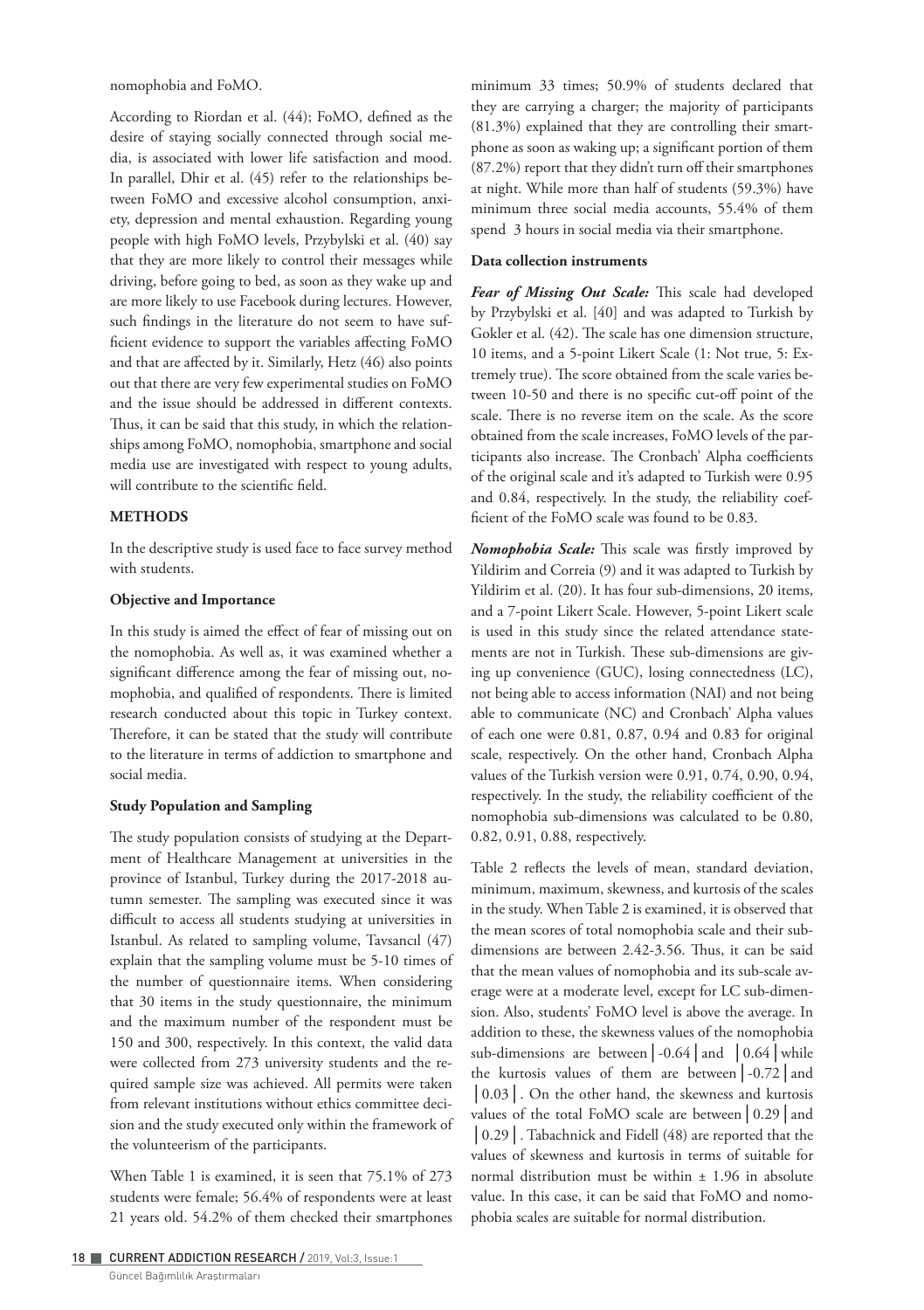nomophobia and FoMO.

According to Riordan et al. (44); FoMO, defined as the desire of staying socially connected through social media, is associated with lower life satisfaction and mood. In parallel, Dhir et al. (45) refer to the relationships between FoMO and excessive alcohol consumption, anxiety, depression and mental exhaustion. Regarding young people with high FoMO levels, Przybylski et al. (40) say that they are more likely to control their messages while driving, before going to bed, as soon as they wake up and are more likely to use Facebook during lectures. However, such findings in the literature do not seem to have sufficient evidence to support the variables affecting FoMO and that are affected by it. Similarly, Hetz (46) also points out that there are very few experimental studies on FoMO and the issue should be addressed in different contexts. Thus, it can be said that this study, in which the relationships among FoMO, nomophobia, smartphone and social media use are investigated with respect to young adults, will contribute to the scientific field.

**METHODS**

In the descriptive study is used face to face survey method with students.

**Objective and Importance**

In this study is aimed the effect of fear of missing out on the nomophobia. As well as, it was examined whether a significant difference among the fear of missing out, nomophobia, and qualified of respondents. There is limited research conducted about this topic in Turkey context. Therefore, it can be stated that the study will contribute to the literature in terms of addiction to smartphone and social media.

**Study Population and Sampling**

The study population consists of studying at the Department of Healthcare Management at universities in the province of Istanbul, Turkey during the 2017-2018 autumn semester. The sampling was executed since it was difficult to access all students studying at universities in Istanbul. As related to sampling volume, Tavsancıl (47) explain that the sampling volume must be 5-10 times of the number of questionnaire items. When considering that 30 items in the study questionnaire, the minimum and the maximum number of the respondent must be 150 and 300, respectively. In this context, the valid data were collected from 273 university students and the required sample size was achieved. All permits were taken from relevant institutions without ethics committee decision and the study executed only within the framework of the volunteerism of the participants.

When Table 1 is examined, it is seen that 75.1% of 273 students were female; 56.4% of respondents were at least 21 years old. 54.2% of them checked their smartphones minimum 33 times; 50.9% of students declared that they are carrying a charger; the majority of participants (81.3%) explained that they are controlling their smartphone as soon as waking up; a significant portion of them (87.2%) report that they didn't turn off their smartphones at night. While more than half of students (59.3%) have minimum three social media accounts, 55.4% of them spend 3 hours in social media via their smartphone.

**Data collection instruments**

***Fear of Missing Out Scale:*** This scale had developed by Przybylski et al. [40] and was adapted to Turkish by Gokler et al. (42). The scale has one dimension structure, 10 items, and a 5-point Likert Scale (1: Not true, 5: Extremely true). The score obtained from the scale varies between 10-50 and there is no specific cut-off point of the scale. There is no reverse item on the scale. As the score obtained from the scale increases, FoMO levels of the participants also increase. The Cronbach' Alpha coefficients of the original scale and it's adapted to Turkish were 0.95 and 0.84, respectively. In the study, the reliability coefficient of the FoMO scale was found to be 0.83.

***Nomophobia Scale:*** This scale was firstly improved by Yildirim and Correia (9) and it was adapted to Turkish by Yildirim et al. (20). It has four sub-dimensions, 20 items, and a 7-point Likert Scale. However, 5-point Likert scale is used in this study since the related attendance statements are not in Turkish. These sub-dimensions are giving up convenience (GUC), losing connectedness (LC), not being able to access information (NAI) and not being able to communicate (NC) and Cronbach' Alpha values of each one were 0.81, 0.87, 0.94 and 0.83 for original scale, respectively. On the other hand, Cronbach Alpha values of the Turkish version were 0.91, 0.74, 0.90, 0.94, respectively. In the study, the reliability coefficient of the nomophobia sub-dimensions was calculated to be 0.80, 0.82, 0.91, 0.88, respectively.

Table 2 reflects the levels of mean, standard deviation, minimum, maximum, skewness, and kurtosis of the scales in the study. When Table 2 is examined, it is observed that the mean scores of total nomophobia scale and their sub-dimensions are between 2.42-3.56. Thus, it can be said that the mean values of nomophobia and its sub-scale average were at a moderate level, except for LC sub-dimension. Also, students' FoMO level is above the average. In addition to these, the skewness values of the nomophobia sub-dimensions are between │-0.64│and │0.64│while the kurtosis values of them are between│-0.72│and │0.03│. On the other hand, the skewness and kurtosis values of the total FoMO scale are between│0.29│and │0.29│. Tabachnick and Fidell (48) are reported that the values of skewness and kurtosis in terms of suitable for normal distribution must be within ± 1.96 in absolute value. In this case, it can be said that FoMO and nomophobia scales are suitable for normal distribution.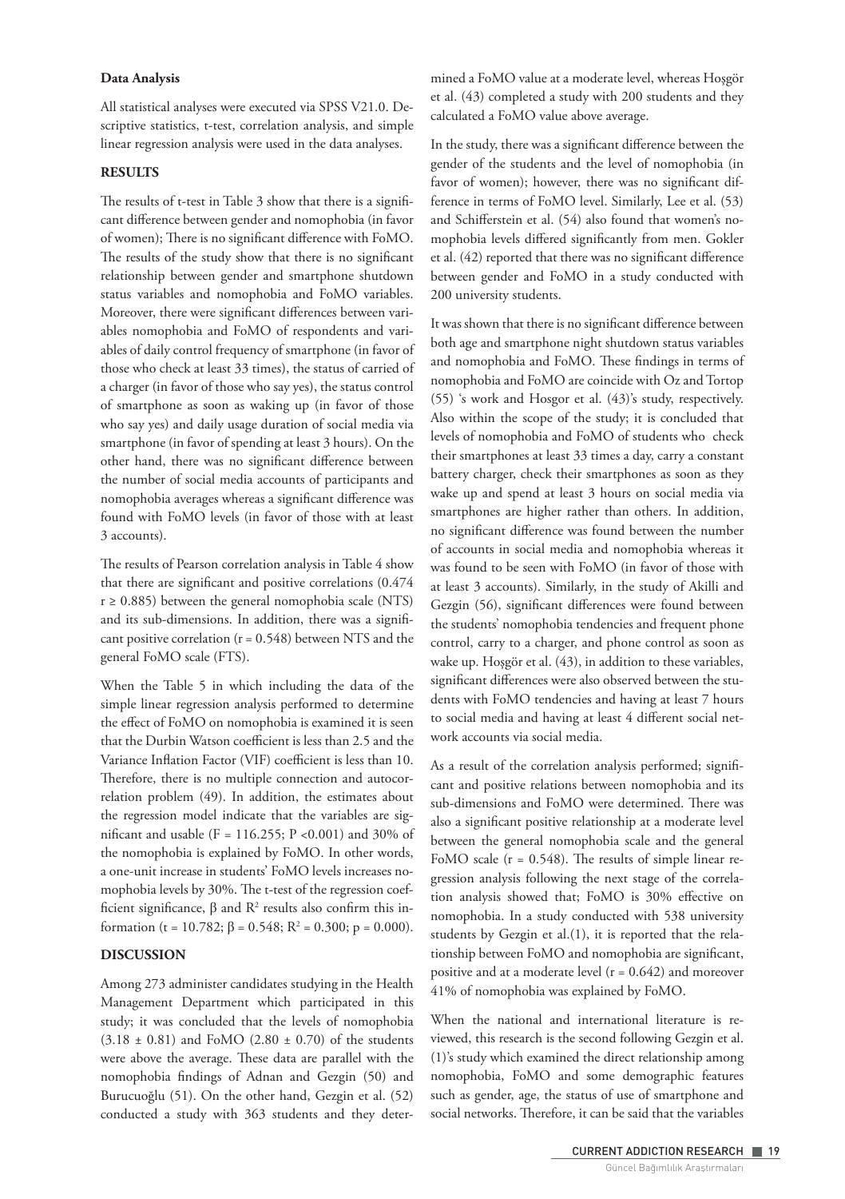**Data Analysis**

All statistical analyses were executed via SPSS V21.0. Descriptive statistics, t-test, correlation analysis, and simple linear regression analysis were used in the data analyses.

## RESULTS

The results of t-test in Table 3 show that there is a significant difference between gender and nomophobia (in favor of women); There is no significant difference with FoMO. The results of the study show that there is no significant relationship between gender and smartphone shutdown status variables and nomophobia and FoMO variables. Moreover, there were significant differences between variables nomophobia and FoMO of respondents and variables of daily control frequency of smartphone (in favor of those who check at least 33 times), the status of carried of a charger (in favor of those who say yes), the status control of smartphone as soon as waking up (in favor of those who say yes) and daily usage duration of social media via smartphone (in favor of spending at least 3 hours). On the other hand, there was no significant difference between the number of social media accounts of participants and nomophobia averages whereas a significant difference was found with FoMO levels (in favor of those with at least 3 accounts).

The results of Pearson correlation analysis in Table 4 show that there are significant and positive correlations (0.474 $r \geq 0.885$) between the general nomophobia scale (NTS) and its sub-dimensions. In addition, there was a significant positive correlation ($r = 0.548$) between NTS and the general FoMO scale (FTS).

When the Table 5 in which including the data of the simple linear regression analysis performed to determine the effect of FoMO on nomophobia is examined it is seen that the Durbin Watson coefficient is less than 2.5 and the Variance Inflation Factor (VIF) coefficient is less than 10. Therefore, there is no multiple connection and autocorrelation problem (49). In addition, the estimates about the regression model indicate that the variables are significant and usable ($F = 116.255$; $P < 0.001$) and 30% of the nomophobia is explained by FoMO. In other words, a one-unit increase in students' FoMO levels increases nomophobia levels by 30%. The t-test of the regression coefficient significance, β and $R^2$ results also confirm this information ($t = 10.782$; $\beta = 0.548$; $R^2 = 0.300$; $p = 0.000$).

## DISCUSSION

Among 273 administer candidates studying in the Health Management Department which participated in this study; it was concluded that the levels of nomophobia ($3.18 \pm 0.81$) and FoMO ($2.80 \pm 0.70$) of the students were above the average. These data are parallel with the nomophobia findings of Adnan and Gezgin (50) and Burucuoğlu (51). On the other hand, Gezgin et al. (52) conducted a study with 363 students and they determined a FoMO value at a moderate level, whereas Hoşgör et al. (43) completed a study with 200 students and they calculated a FoMO value above average.

In the study, there was a significant difference between the gender of the students and the level of nomophobia (in favor of women); however, there was no significant difference in terms of FoMO level. Similarly, Lee et al. (53) and Schifferstein et al. (54) also found that women's nomophobia levels differed significantly from men. Gokler et al. (42) reported that there was no significant difference between gender and FoMO in a study conducted with 200 university students.

It was shown that there is no significant difference between both age and smartphone night shutdown status variables and nomophobia and FoMO. These findings in terms of nomophobia and FoMO are coincide with Oz and Tortop (55) 's work and Hosgor et al. (43)'s study, respectively. Also within the scope of the study; it is concluded that levels of nomophobia and FoMO of students who check their smartphones at least 33 times a day, carry a constant battery charger, check their smartphones as soon as they wake up and spend at least 3 hours on social media via smartphones are higher rather than others. In addition, no significant difference was found between the number of accounts in social media and nomophobia whereas it was found to be seen with FoMO (in favor of those with at least 3 accounts). Similarly, in the study of Akilli and Gezgin (56), significant differences were found between the students' nomophobia tendencies and frequent phone control, carry to a charger, and phone control as soon as wake up. Hoşgör et al. (43), in addition to these variables, significant differences were also observed between the students with FoMO tendencies and having at least 7 hours to social media and having at least 4 different social network accounts via social media.

As a result of the correlation analysis performed; significant and positive relations between nomophobia and its sub-dimensions and FoMO were determined. There was also a significant positive relationship at a moderate level between the general nomophobia scale and the general FoMO scale ($r = 0.548$). The results of simple linear regression analysis following the next stage of the correlation analysis showed that; FoMO is 30% effective on nomophobia. In a study conducted with 538 university students by Gezgin et al.(1), it is reported that the relationship between FoMO and nomophobia are significant, positive and at a moderate level ($r = 0.642$) and moreover 41% of nomophobia was explained by FoMO.

When the national and international literature is reviewed, this research is the second following Gezgin et al. (1)'s study which examined the direct relationship among nomophobia, FoMO and some demographic features such as gender, age, the status of use of smartphone and social networks. Therefore, it can be said that the variables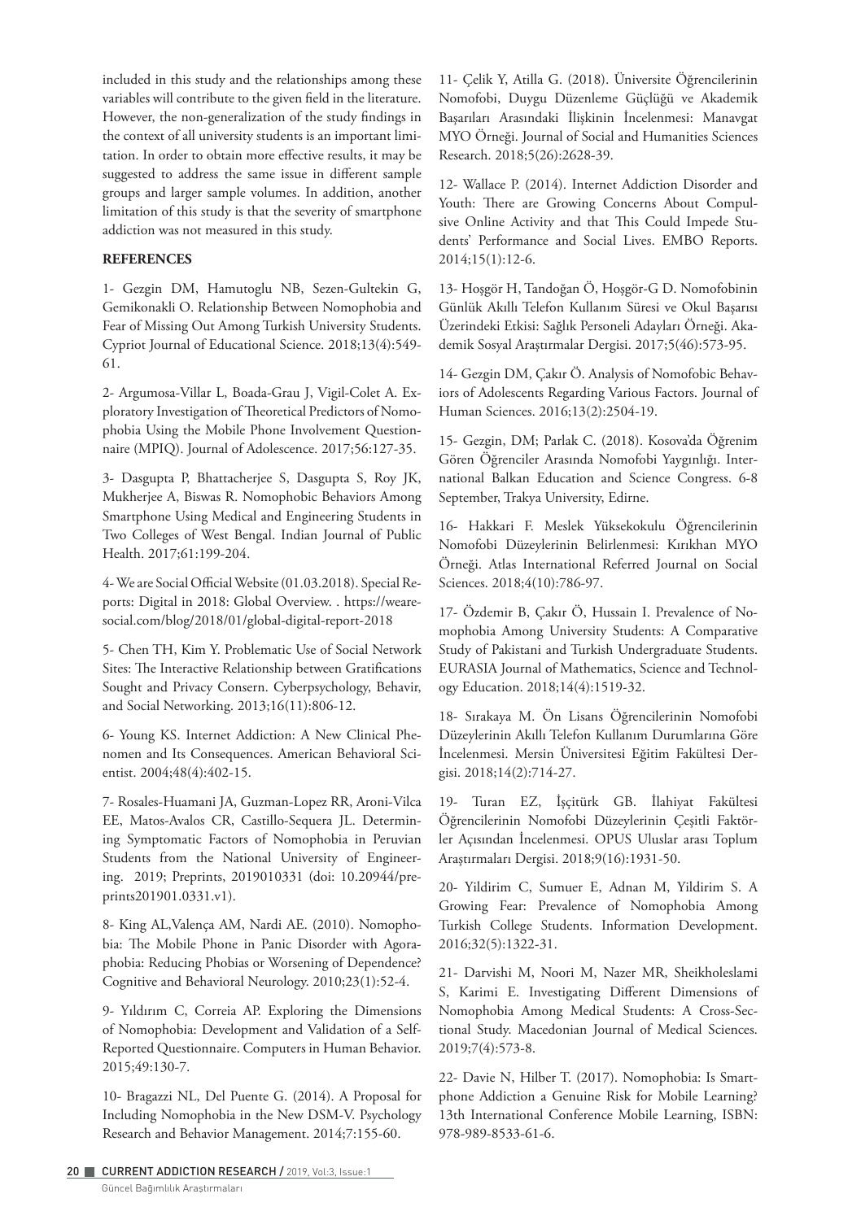included in this study and the relationships among these variables will contribute to the given field in the literature. However, the non-generalization of the study findings in the context of all university students is an important limitation. In order to obtain more effective results, it may be suggested to address the same issue in different sample groups and larger sample volumes. In addition, another limitation of this study is that the severity of smartphone addiction was not measured in this study.

## REFERENCES

1- Gezgin DM, Hamutoglu NB, Sezen-Gultekin G, Gemikonakli O. Relationship Between Nomophobia and Fear of Missing Out Among Turkish University Students. Cypriot Journal of Educational Science. 2018;13(4):549-61.

2- Argumosa-Villar L, Boada-Grau J, Vigil-Colet A. Exploratory Investigation of Theoretical Predictors of Nomophobia Using the Mobile Phone Involvement Questionnaire (MPIQ). Journal of Adolescence. 2017;56:127-35.

3- Dasgupta P, Bhattacherjee S, Dasgupta S, Roy JK, Mukherjee A, Biswas R. Nomophobic Behaviors Among Smartphone Using Medical and Engineering Students in Two Colleges of West Bengal. Indian Journal of Public Health. 2017;61:199-204.

4- We are Social Official Website (01.03.2018). Special Reports: Digital in 2018: Global Overview. . https://wearesocial.com/blog/2018/01/global-digital-report-2018

5- Chen TH, Kim Y. Problematic Use of Social Network Sites: The Interactive Relationship between Gratifications Sought and Privacy Consern. Cyberpsychology, Behavir, and Social Networking. 2013;16(11):806-12.

6- Young KS. Internet Addiction: A New Clinical Phenomen and Its Consequences. American Behavioral Scientist. 2004;48(4):402-15.

7- Rosales-Huamani JA, Guzman-Lopez RR, Aroni-Vilca EE, Matos-Avalos CR, Castillo-Sequera JL. Determining Symptomatic Factors of Nomophobia in Peruvian Students from the National University of Engineering. 2019; Preprints, 2019010331 (doi: 10.20944/preprints201901.0331.v1).

8- King AL,Valença AM, Nardi AE. (2010). Nomophobia: The Mobile Phone in Panic Disorder with Agoraphobia: Reducing Phobias or Worsening of Dependence? Cognitive and Behavioral Neurology. 2010;23(1):52-4.

9- Yıldırım C, Correia AP. Exploring the Dimensions of Nomophobia: Development and Validation of a Self-Reported Questionnaire. Computers in Human Behavior. 2015;49:130-7.

10- Bragazzi NL, Del Puente G. (2014). A Proposal for Including Nomophobia in the New DSM-V. Psychology Research and Behavior Management. 2014;7:155-60.

11- Çelik Y, Atilla G. (2018). Üniversite Öğrencilerinin Nomofobi, Duygu Düzenleme Güçlüğü ve Akademik Başarıları Arasındaki İlişkinin İncelenmesi: Manavgat MYO Örneği. Journal of Social and Humanities Sciences Research. 2018;5(26):2628-39.

12- Wallace P. (2014). Internet Addiction Disorder and Youth: There are Growing Concerns About Compulsive Online Activity and that This Could Impede Students' Performance and Social Lives. EMBO Reports. 2014;15(1):12-6.

13- Hoşgör H, Tandoğan Ö, Hoşgör-G D. Nomofobinin Günlük Akıllı Telefon Kullanım Süresi ve Okul Başarısı Üzerindeki Etkisi: Sağlık Personeli Adayları Örneği. Akademik Sosyal Araştırmalar Dergisi. 2017;5(46):573-95.

14- Gezgin DM, Çakır Ö. Analysis of Nomofobic Behaviors of Adolescents Regarding Various Factors. Journal of Human Sciences. 2016;13(2):2504-19.

15- Gezgin, DM; Parlak C. (2018). Kosova'da Öğrenim Gören Öğrenciler Arasında Nomofobi Yaygınlığı. International Balkan Education and Science Congress. 6-8 September, Trakya University, Edirne.

16- Hakkari F. Meslek Yüksekokulu Öğrencilerinin Nomofobi Düzeylerinin Belirlenmesi: Kırıkhan MYO Örneği. Atlas International Referred Journal on Social Sciences. 2018;4(10):786-97.

17- Özdemir B, Çakır Ö, Hussain I. Prevalence of Nomophobia Among University Students: A Comparative Study of Pakistani and Turkish Undergraduate Students. EURASIA Journal of Mathematics, Science and Technology Education. 2018;14(4):1519-32.

18- Sırakaya M. Ön Lisans Öğrencilerinin Nomofobi Düzeylerinin Akıllı Telefon Kullanım Durumlarına Göre İncelenmesi. Mersin Üniversitesi Eğitim Fakültesi Dergisi. 2018;14(2):714-27.

19- Turan EZ, İşçitürk GB. İlahiyat Fakültesi Öğrencilerinin Nomofobi Düzeylerinin Çeşitli Faktörler Açısından İncelenmesi. OPUS Uluslar arası Toplum Araştırmaları Dergisi. 2018;9(16):1931-50.

20- Yildirim C, Sumuer E, Adnan M, Yildirim S. A Growing Fear: Prevalence of Nomophobia Among Turkish College Students. Information Development. 2016;32(5):1322-31.

21- Darvishi M, Noori M, Nazer MR, Sheikholeslami S, Karimi E. Investigating Different Dimensions of Nomophobia Among Medical Students: A Cross-Sectional Study. Macedonian Journal of Medical Sciences. 2019;7(4):573-8.

22- Davie N, Hilber T. (2017). Nomophobia: Is Smartphone Addiction a Genuine Risk for Mobile Learning? 13th International Conference Mobile Learning, ISBN: 978-989-8533-61-6.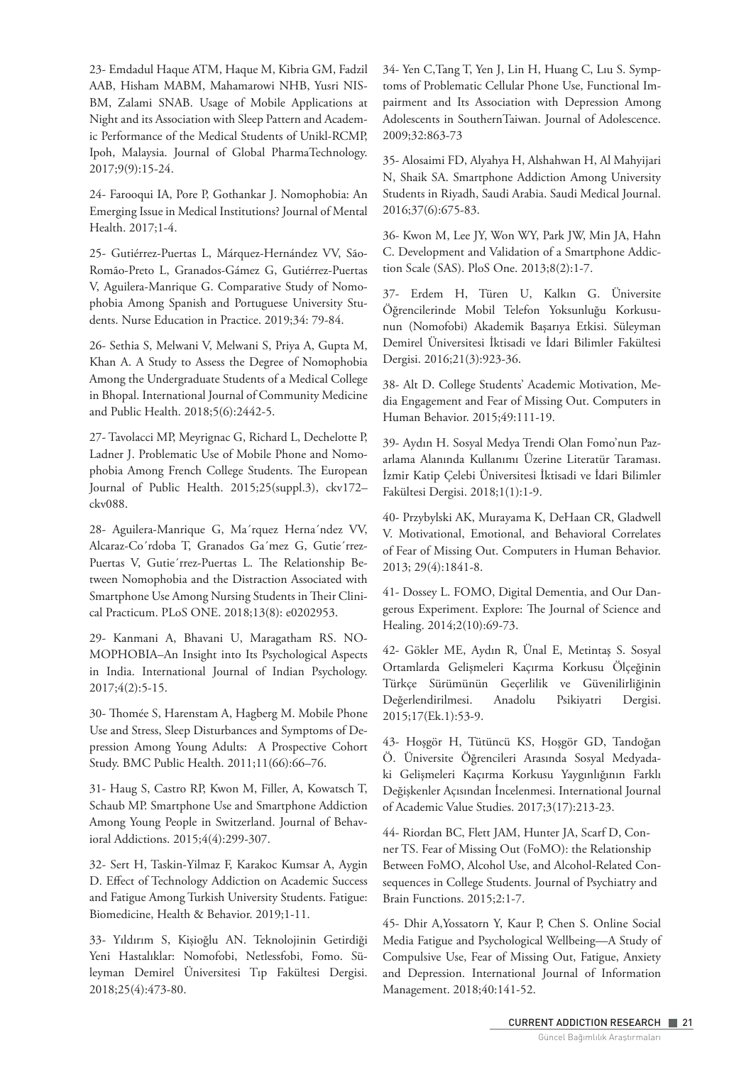23- Emdadul Haque ATM, Haque M, Kibria GM, Fadzil AAB, Hisham MABM, Mahamarowi NHB, Yusri NISBM, Zalami SNAB. Usage of Mobile Applications at Night and its Association with Sleep Pattern and Academic Performance of the Medical Students of Unikl-RCMP, Ipoh, Malaysia. Journal of Global PharmaTechnology. 2017;9(9):15-24.

24- Farooqui IA, Pore P, Gothankar J. Nomophobia: An Emerging Issue in Medical Institutions? Journal of Mental Health. 2017;1-4.

25- Gutiérrez-Puertas L, Márquez-Hernández VV, São-Romão-Preto L, Granados-Gámez G, Gutiérrez-Puertas V, Aguilera-Manrique G. Comparative Study of Nomophobia Among Spanish and Portuguese University Students. Nurse Education in Practice. 2019;34: 79-84.

26- Sethia S, Melwani V, Melwani S, Priya A, Gupta M, Khan A. A Study to Assess the Degree of Nomophobia Among the Undergraduate Students of a Medical College in Bhopal. International Journal of Community Medicine and Public Health. 2018;5(6):2442-5.

27- Tavolacci MP, Meyrignac G, Richard L, Dechelotte P, Ladner J. Problematic Use of Mobile Phone and Nomophobia Among French College Students. The European Journal of Public Health. 2015;25(suppl.3), ckv172–ckv088.

28- Aguilera-Manrique G, Ma´rquez Herna´ndez VV, Alcaraz-Co´rdoba T, Granados Ga´mez G, Gutie´rrez-Puertas V, Gutie´rrez-Puertas L. The Relationship Between Nomophobia and the Distraction Associated with Smartphone Use Among Nursing Students in Their Clinical Practicum. PLoS ONE. 2018;13(8): e0202953.

29- Kanmani A, Bhavani U, Maragatham RS. NOMOPHOBIA–An Insight into Its Psychological Aspects in India. International Journal of Indian Psychology. 2017;4(2):5-15.

30- Thomée S, Harenstam A, Hagberg M. Mobile Phone Use and Stress, Sleep Disturbances and Symptoms of Depression Among Young Adults: A Prospective Cohort Study. BMC Public Health. 2011;11(66):66–76.

31- Haug S, Castro RP, Kwon M, Filler, A, Kowatsch T, Schaub MP. Smartphone Use and Smartphone Addiction Among Young People in Switzerland. Journal of Behavioral Addictions. 2015;4(4):299-307.

32- Sert H, Taskin-Yilmaz F, Karakoc Kumsar A, Aygin D. Effect of Technology Addiction on Academic Success and Fatigue Among Turkish University Students. Fatigue: Biomedicine, Health & Behavior. 2019;1-11.

33- Yıldırım S, Kişioğlu AN. Teknolojinin Getirdiği Yeni Hastalıklar: Nomofobi, Netlessfobi, Fomo. Süleyman Demirel Üniversitesi Tıp Fakültesi Dergisi. 2018;25(4):473-80.

34- Yen C,Tang T, Yen J, Lin H, Huang C, Lıu S. Symptoms of Problematic Cellular Phone Use, Functional Impairment and Its Association with Depression Among Adolescents in SouthernTaiwan. Journal of Adolescence. 2009;32:863-73

35- Alosaimi FD, Alyahya H, Alshahwan H, Al Mahyijari N, Shaik SA. Smartphone Addiction Among University Students in Riyadh, Saudi Arabia. Saudi Medical Journal. 2016;37(6):675-83.

36- Kwon M, Lee JY, Won WY, Park JW, Min JA, Hahn C. Development and Validation of a Smartphone Addiction Scale (SAS). PloS One. 2013;8(2):1-7.

37- Erdem H, Türen U, Kalkın G. Üniversite Öğrencilerinde Mobil Telefon Yoksunluğu Korkusunun (Nomofobi) Akademik Başarıya Etkisi. Süleyman Demirel Üniversitesi İktisadi ve İdari Bilimler Fakültesi Dergisi. 2016;21(3):923-36.

38- Alt D. College Students' Academic Motivation, Media Engagement and Fear of Missing Out. Computers in Human Behavior. 2015;49:111-19.

39- Aydın H. Sosyal Medya Trendi Olan Fomo'nun Pazarlama Alanında Kullanımı Üzerine Literatür Taraması. İzmir Katip Çelebi Üniversitesi İktisadi ve İdari Bilimler Fakültesi Dergisi. 2018;1(1):1-9.

40- Przybylski AK, Murayama K, DeHaan CR, Gladwell V. Motivational, Emotional, and Behavioral Correlates of Fear of Missing Out. Computers in Human Behavior. 2013; 29(4):1841-8.

41- Dossey L. FOMO, Digital Dementia, and Our Dangerous Experiment. Explore: The Journal of Science and Healing. 2014;2(10):69-73.

42- Gökler ME, Aydın R, Ünal E, Metintaş S. Sosyal Ortamlarda Gelişmeleri Kaçırma Korkusu Ölçeğinin Türkçe Sürümünün Geçerlilik ve Güvenilirliğinin Değerlendirilmesi. Anadolu Psikiyatri Dergisi. 2015;17(Ek.1):53-9.

43- Hoşgör H, Tütüncü KS, Hoşgör GD, Tandoğan Ö. Üniversite Öğrencileri Arasında Sosyal Medyadaki Gelişmeleri Kaçırma Korkusu Yaygınlığının Farklı Değişkenler Açısından İncelenmesi. International Journal of Academic Value Studies. 2017;3(17):213-23.

44- Riordan BC, Flett JAM, Hunter JA, Scarf D, Conner TS. Fear of Missing Out (FoMO): the Relationship Between FoMO, Alcohol Use, and Alcohol-Related Consequences in College Students. Journal of Psychiatry and Brain Functions. 2015;2:1-7.

45- Dhir A,Yossatorn Y, Kaur P, Chen S. Online Social Media Fatigue and Psychological Wellbeing—A Study of Compulsive Use, Fear of Missing Out, Fatigue, Anxiety and Depression. International Journal of Information Management. 2018;40:141-52.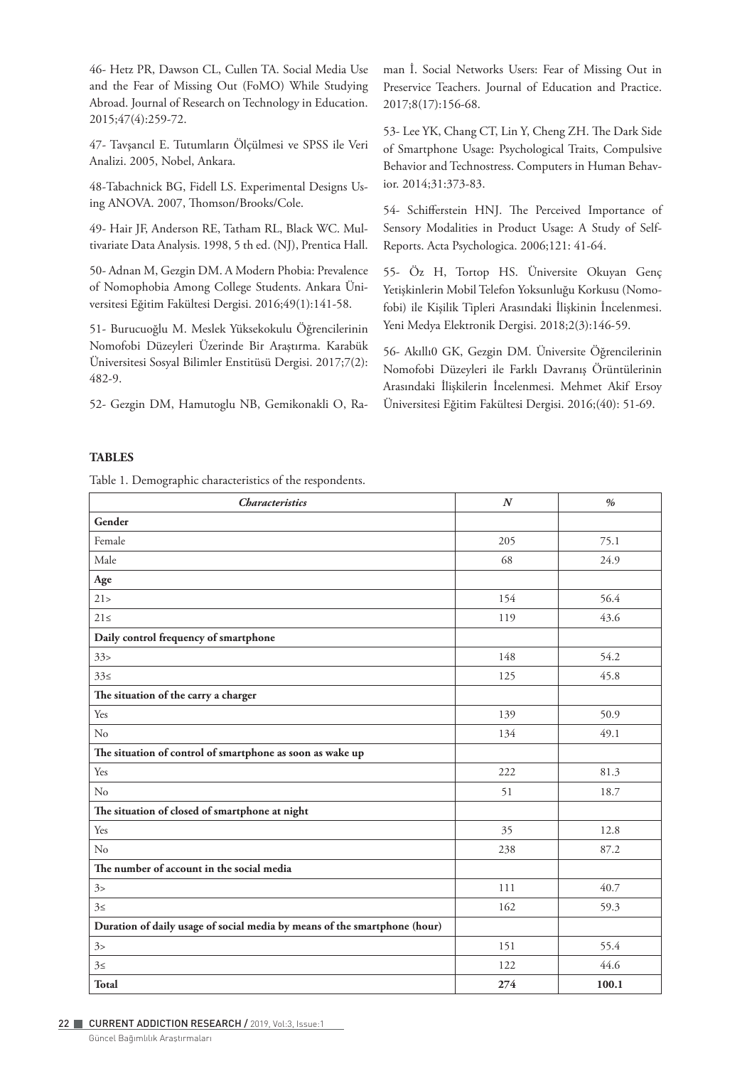46- Hetz PR, Dawson CL, Cullen TA. Social Media Use and the Fear of Missing Out (FoMO) While Studying Abroad. Journal of Research on Technology in Education. 2015;47(4):259-72.

47- Tavşancıl E. Tutumların Ölçülmesi ve SPSS ile Veri Analizi. 2005, Nobel, Ankara.

48-Tabachnick BG, Fidell LS. Experimental Designs Using ANOVA. 2007, Thomson/Brooks/Cole.

49- Hair JF, Anderson RE, Tatham RL, Black WC. Multivariate Data Analysis. 1998, 5 th ed. (NJ), Prentica Hall.

50- Adnan M, Gezgin DM. A Modern Phobia: Prevalence of Nomophobia Among College Students. Ankara Üniversitesi Eğitim Fakültesi Dergisi. 2016;49(1):141-58.

51- Burucuoğlu M. Meslek Yüksekokulu Öğrencilerinin Nomofobi Düzeyleri Üzerinde Bir Araştırma. Karabük Üniversitesi Sosyal Bilimler Enstitüsü Dergisi. 2017;7(2): 482-9.

52- Gezgin DM, Hamutoglu NB, Gemikonakli O, Raman İ. Social Networks Users: Fear of Missing Out in Preservice Teachers. Journal of Education and Practice. 2017;8(17):156-68.

53- Lee YK, Chang CT, Lin Y, Cheng ZH. The Dark Side of Smartphone Usage: Psychological Traits, Compulsive Behavior and Technostress. Computers in Human Behavior. 2014;31:373-83.

54- Schifferstein HNJ. The Perceived Importance of Sensory Modalities in Product Usage: A Study of Self-Reports. Acta Psychologica. 2006;121: 41-64.

55- Öz H, Tortop HS. Üniversite Okuyan Genç Yetişkinlerin Mobil Telefon Yoksunluğu Korkusu (Nomofobi) ile Kişilik Tipleri Arasındaki İlişkinin İncelenmesi. Yeni Medya Elektronik Dergisi. 2018;2(3):146-59.

56- Akıllı0 GK, Gezgin DM. Üniversite Öğrencilerinin Nomofobi Düzeyleri ile Farklı Davranış Örüntülerinin Arasındaki İlişkilerin İncelenmesi. Mehmet Akif Ersoy Üniversitesi Eğitim Fakültesi Dergisi. 2016;(40): 51-69.

## TABLES

Table 1. Demographic characteristics of the respondents.

| *Characteristics* | *N* | *%* |
|---|---|---|
| **Gender** | | |
| Female | 205 | 75.1 |
| Male | 68 | 24.9 |
| **Age** | | |
| 21> | 154 | 56.4 |
| 21≤ | 119 | 43.6 |
| **Daily control frequency of smartphone** | | |
| 33> | 148 | 54.2 |
| 33≤ | 125 | 45.8 |
| **The situation of the carry a charger** | | |
| Yes | 139 | 50.9 |
| No | 134 | 49.1 |
| **The situation of control of smartphone as soon as wake up** | | |
| Yes | 222 | 81.3 |
| No | 51 | 18.7 |
| **The situation of closed of smartphone at night** | | |
| Yes | 35 | 12.8 |
| No | 238 | 87.2 |
| **The number of account in the social media** | | |
| 3> | 111 | 40.7 |
| 3≤ | 162 | 59.3 |
| **Duration of daily usage of social media by means of the smartphone (hour)** | | |
| 3> | 151 | 55.4 |
| 3≤ | 122 | 44.6 |
| **Total** | **274** | **100.1** |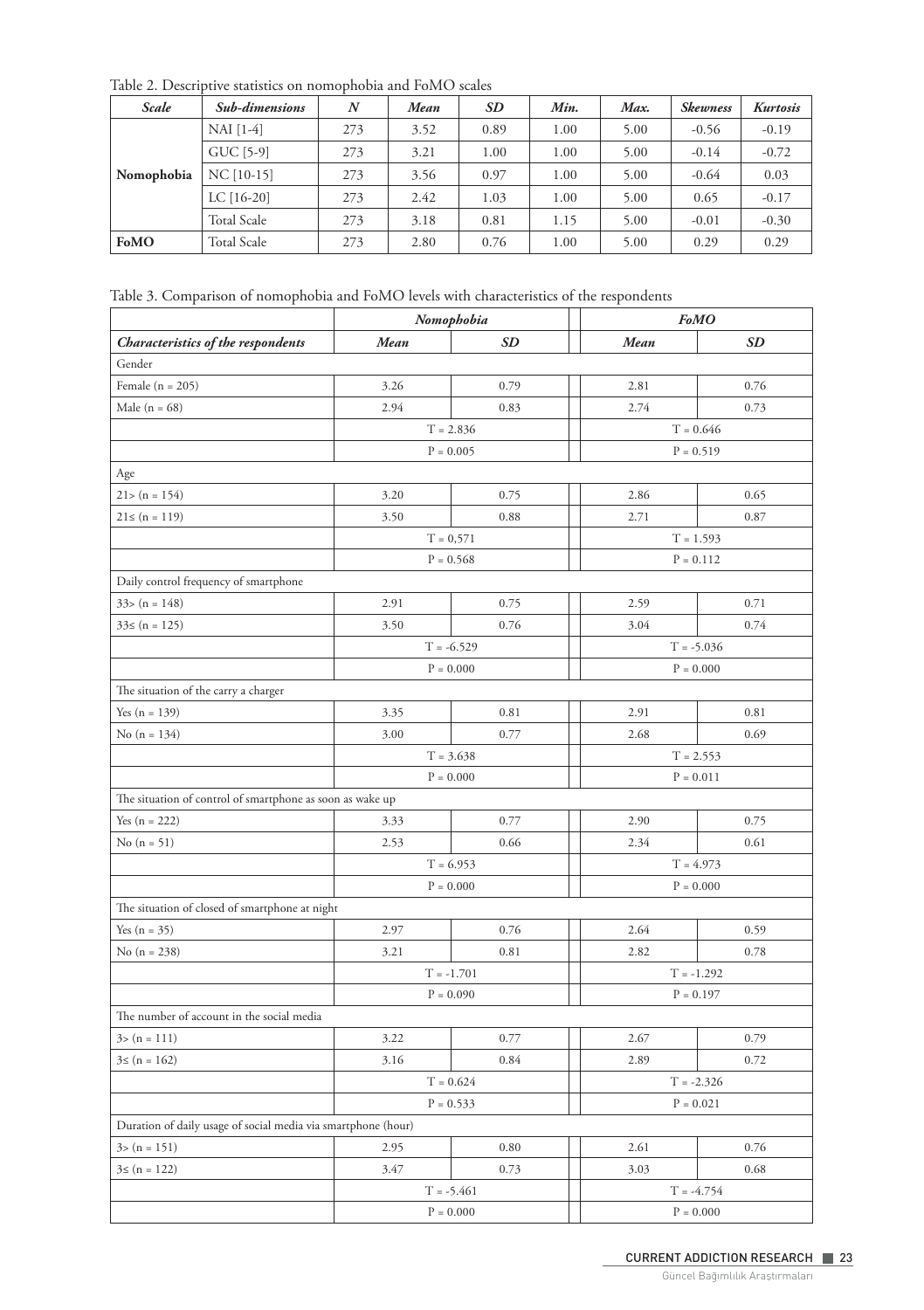Table 2. Descriptive statistics on nomophobia and FoMO scales

| *Scale* | *Sub-dimensions* | *N* | *Mean* | *SD* | *Min.* | *Max.* | *Skewness* | *Kurtosis* |
|---|---|---|---|---|---|---|---|---|
| **Nomophobia** | NAI [1-4] | 273 | 3.52 | 0.89 | 1.00 | 5.00 | -0.56 | -0.19 |
| | GUC [5-9] | 273 | 3.21 | 1.00 | 1.00 | 5.00 | -0.14 | -0.72 |
| | NC [10-15] | 273 | 3.56 | 0.97 | 1.00 | 5.00 | -0.64 | 0.03 |
| | LC [16-20] | 273 | 2.42 | 1.03 | 1.00 | 5.00 | 0.65 | -0.17 |
| | Total Scale | 273 | 3.18 | 0.81 | 1.15 | 5.00 | -0.01 | -0.30 |
| **FoMO** | Total Scale | 273 | 2.80 | 0.76 | 1.00 | 5.00 | 0.29 | 0.29 |

Table 3. Comparison of nomophobia and FoMO levels with characteristics of the respondents

| | *Nomophobia* | | *FoMO* | |
|---|---|---|---|---|
| ***Characteristics of the respondents*** | ***Mean*** | ***SD*** | ***Mean*** | ***SD*** |
| Gender | | | | |
| Female (n = 205) | 3.26 | 0.79 | 2.81 | 0.76 |
| Male (n = 68) | 2.94 | 0.83 | 2.74 | 0.73 |
| | T = 2.836 | | T = 0.646 | |
| | P = 0.005 | | P = 0.519 | |
| Age | | | | |
| 21> (n = 154) | 3.20 | 0.75 | 2.86 | 0.65 |
| 21≤ (n = 119) | 3.50 | 0.88 | 2.71 | 0.87 |
| | T = 0,571 | | T = 1.593 | |
| | P = 0.568 | | P = 0.112 | |
| Daily control frequency of smartphone | | | | |
| 33> (n = 148) | 2.91 | 0.75 | 2.59 | 0.71 |
| 33≤ (n = 125) | 3.50 | 0.76 | 3.04 | 0.74 |
| | T = -6.529 | | T = -5.036 | |
| | P = 0.000 | | P = 0.000 | |
| The situation of the carry a charger | | | | |
| Yes (n = 139) | 3.35 | 0.81 | 2.91 | 0.81 |
| No (n = 134) | 3.00 | 0.77 | 2.68 | 0.69 |
| | T = 3.638 | | T = 2.553 | |
| | P = 0.000 | | P = 0.011 | |
| The situation of control of smartphone as soon as wake up | | | | |
| Yes (n = 222) | 3.33 | 0.77 | 2.90 | 0.75 |
| No (n = 51) | 2.53 | 0.66 | 2.34 | 0.61 |
| | T = 6.953 | | T = 4.973 | |
| | P = 0.000 | | P = 0.000 | |
| The situation of closed of smartphone at night | | | | |
| Yes (n = 35) | 2.97 | 0.76 | 2.64 | 0.59 |
| No (n = 238) | 3.21 | 0.81 | 2.82 | 0.78 |
| | T = -1.701 | | T = -1.292 | |
| | P = 0.090 | | P = 0.197 | |
| The number of account in the social media | | | | |
| 3> (n = 111) | 3.22 | 0.77 | 2.67 | 0.79 |
| 3≤ (n = 162) | 3.16 | 0.84 | 2.89 | 0.72 |
| | T = 0.624 | | T = -2.326 | |
| | P = 0.533 | | P = 0.021 | |
| Duration of daily usage of social media via smartphone (hour) | | | | |
| 3> (n = 151) | 2.95 | 0.80 | 2.61 | 0.76 |
| 3≤ (n = 122) | 3.47 | 0.73 | 3.03 | 0.68 |
| | T = -5.461 | | T = -4.754 | |
| | P = 0.000 | | P = 0.000 | |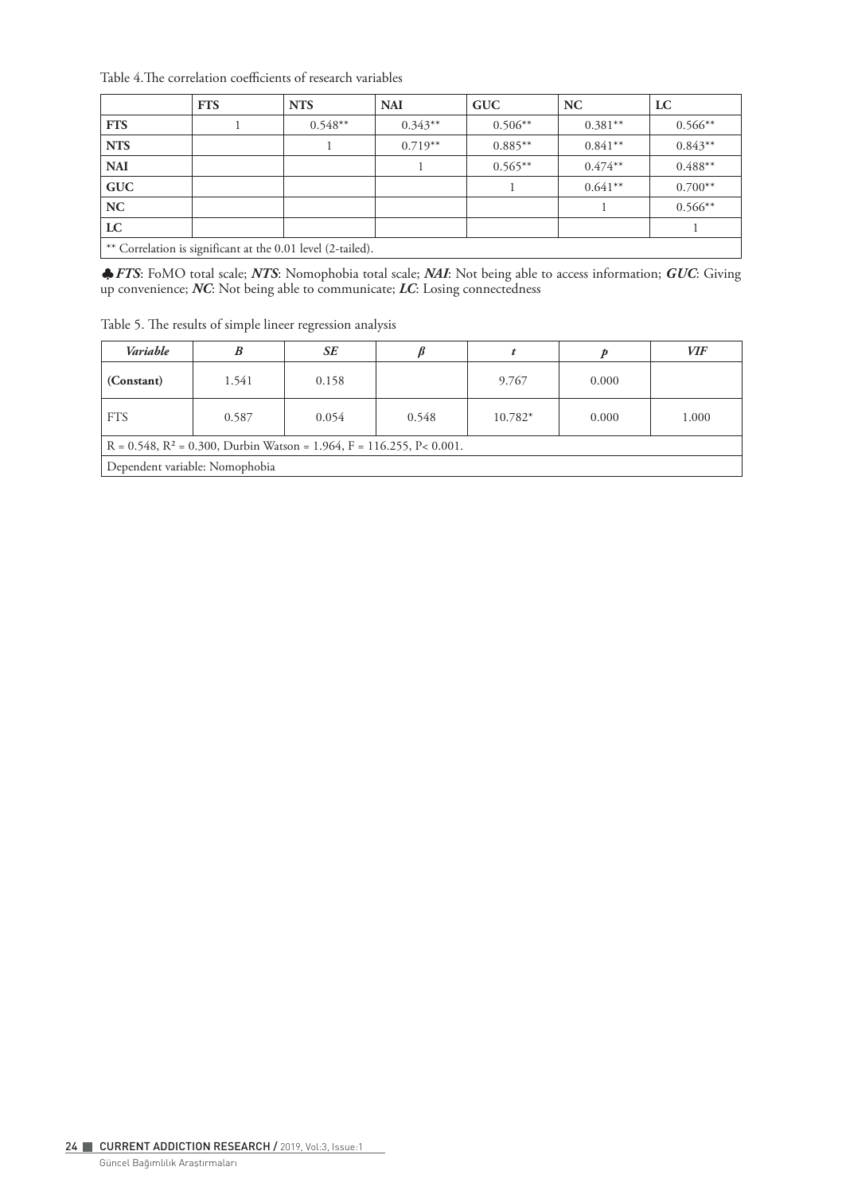Table 4.The correlation coefficients of research variables

| | FTS | NTS | NAI | GUC | NC | LC |
|---|---|---|---|---|---|---|
| **FTS** | 1 | 0.548** | 0.343** | 0.506** | 0.381** | 0.566** |
| **NTS** | | 1 | 0.719** | 0.885** | 0.841** | 0.843** |
| **NAI** | | | 1 | 0.565** | 0.474** | 0.488** |
| **GUC** | | | | 1 | 0.641** | 0.700** |
| **NC** | | | | | 1 | 0.566** |
| **LC** | | | | | | 1 |
| ** Correlation is significant at the 0.01 level (2-tailed). | | | | | | |

♣ ***FTS***: FoMO total scale; ***NTS***: Nomophobia total scale; ***NAI***: Not being able to access information; ***GUC***: Giving up convenience; ***NC***: Not being able to communicate; ***LC***: Losing connectedness

Table 5. The results of simple lineer regression analysis

| *Variable* | *B* | *SE* | *β* | *t* | *p* | *VIF* |
|---|---|---|---|---|---|---|
| **(Constant)** | 1.541 | 0.158 | | 9.767 | 0.000 | |
| FTS | 0.587 | 0.054 | 0.548 | 10.782* | 0.000 | 1.000 |
| $R = 0.548$, $R^2 = 0.300$, Durbin Watson = 1.964, $F = 116.255$, $P < 0.001$. | | | | | | |
| Dependent variable: Nomophobia | | | | | | |